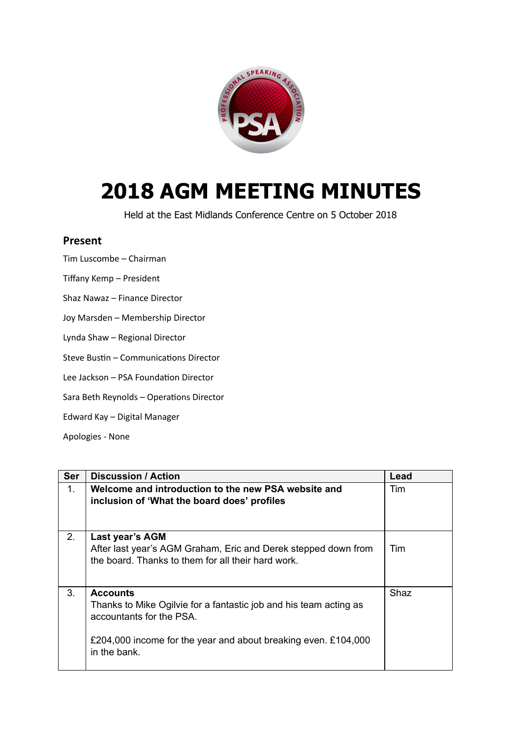# 2018 AGM MEETING MINUTES

Held at the East Midlands Conference Centre on 5 October 2018

## Present

Tim Luscombe – Chairman

Tiffany Kemp – President

Shaz Nawaz – Finance Director

Joy Marsden – Membership Director

Lynda Shaw – Regional Director

Steve Bustin – Communications Director

Lee Jackson – PSA Foundation Director

Sara Beth Reynolds – Operations Director

Edward Kay – Digital Manager

Apologies - None

| Ser | Discussion / Action | Lead |
|---|---|---|
| 1. | **Welcome and introduction to the new PSA website and inclusion of 'What the board does' profiles** | Tim |
| 2. | **Last year's AGM**<br>After last year's AGM Graham, Eric and Derek stepped down from the board. Thanks to them for all their hard work. | Tim |
| 3. | **Accounts**<br>Thanks to Mike Ogilvie for a fantastic job and his team acting as accountants for the PSA.<br><br>£204,000 income for the year and about breaking even. £104,000 in the bank. | Shaz |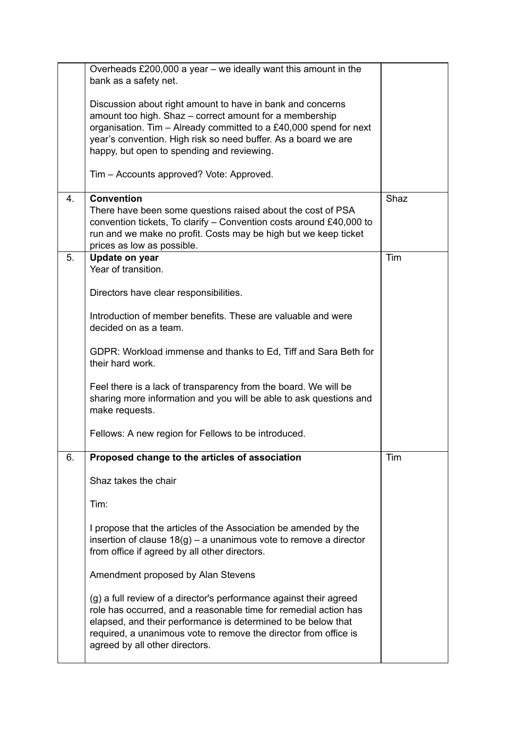|  |  |  |
| --- | --- | --- |
|  | Overheads £200,000 a year – we ideally want this amount in the bank as a safety net.<br><br>Discussion about right amount to have in bank and concerns amount too high. Shaz – correct amount for a membership organisation. Tim – Already committed to a £40,000 spend for next year's convention. High risk so need buffer. As a board we are happy, but open to spending and reviewing.<br><br>Tim – Accounts approved? Vote: Approved. |  |
| 4. | **Convention**<br>There have been some questions raised about the cost of PSA convention tickets, To clarify – Convention costs around £40,000 to run and we make no profit. Costs may be high but we keep ticket prices as low as possible. | Shaz |
| 5. | **Update on year**<br>Year of transition.<br><br>Directors have clear responsibilities.<br><br>Introduction of member benefits. These are valuable and were decided on as a team.<br><br>GDPR: Workload immense and thanks to Ed, Tiff and Sara Beth for their hard work.<br><br>Feel there is a lack of transparency from the board. We will be sharing more information and you will be able to ask questions and make requests.<br><br>Fellows: A new region for Fellows to be introduced. | Tim |
| 6. | **Proposed change to the articles of association**<br><br>Shaz takes the chair<br><br>Tim:<br><br>I propose that the articles of the Association be amended by the insertion of clause 18(g) – a unanimous vote to remove a director from office if agreed by all other directors.<br><br>Amendment proposed by Alan Stevens<br><br>(g) a full review of a director's performance against their agreed role has occurred, and a reasonable time for remedial action has elapsed, and their performance is determined to be below that required, a unanimous vote to remove the director from office is agreed by all other directors. | Tim |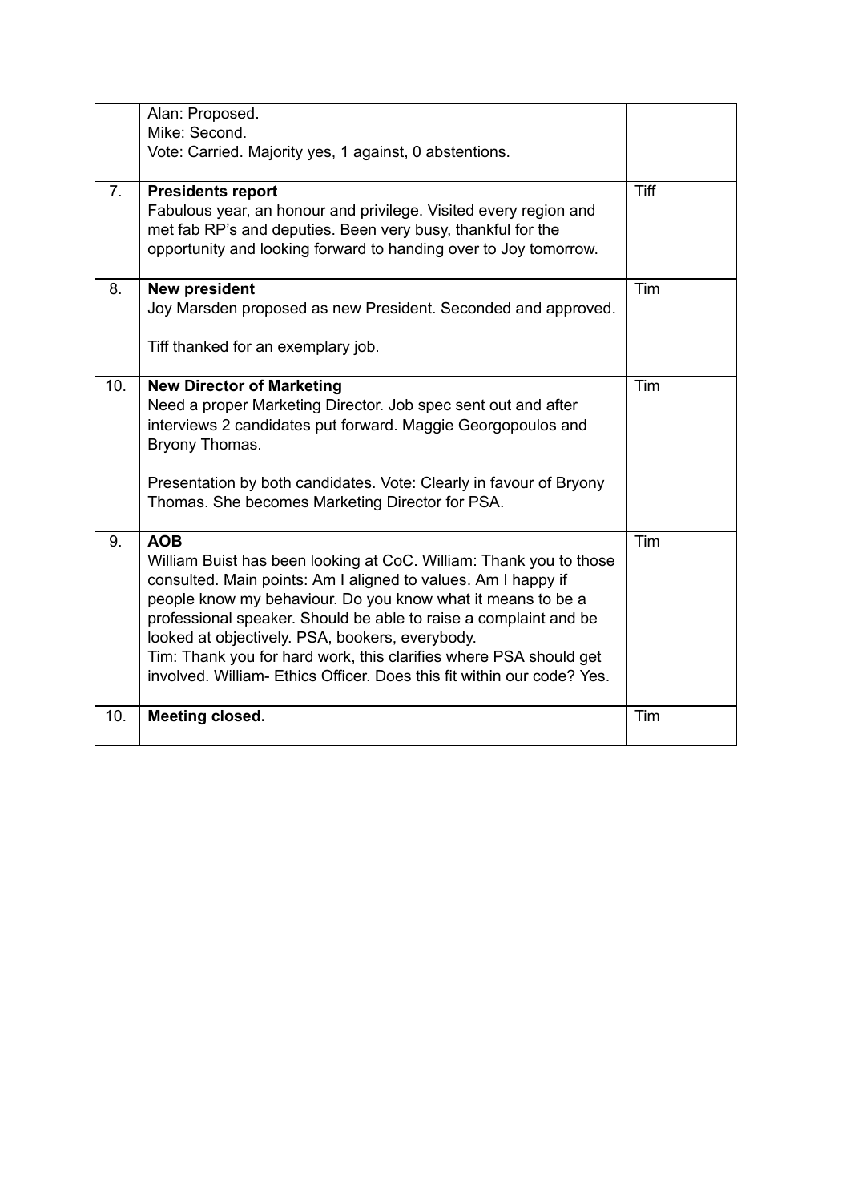| | | |
|---|---|---|
| | Alan: Proposed.<br>Mike: Second.<br>Vote: Carried. Majority yes, 1 against, 0 abstentions. | |
| 7. | **Presidents report**<br>Fabulous year, an honour and privilege. Visited every region and met fab RP's and deputies. Been very busy, thankful for the opportunity and looking forward to handing over to Joy tomorrow. | Tiff |
| 8. | **New president**<br>Joy Marsden proposed as new President. Seconded and approved.<br><br>Tiff thanked for an exemplary job. | Tim |
| 10. | **New Director of Marketing**<br>Need a proper Marketing Director. Job spec sent out and after interviews 2 candidates put forward. Maggie Georgopoulos and Bryony Thomas.<br><br>Presentation by both candidates. Vote: Clearly in favour of Bryony Thomas. She becomes Marketing Director for PSA. | Tim |
| 9. | **AOB**<br>William Buist has been looking at CoC. William: Thank you to those consulted. Main points: Am I aligned to values. Am I happy if people know my behaviour. Do you know what it means to be a professional speaker. Should be able to raise a complaint and be looked at objectively. PSA, bookers, everybody.<br>Tim: Thank you for hard work, this clarifies where PSA should get involved. William- Ethics Officer. Does this fit within our code? Yes. | Tim |
| 10. | **Meeting closed.** | Tim |